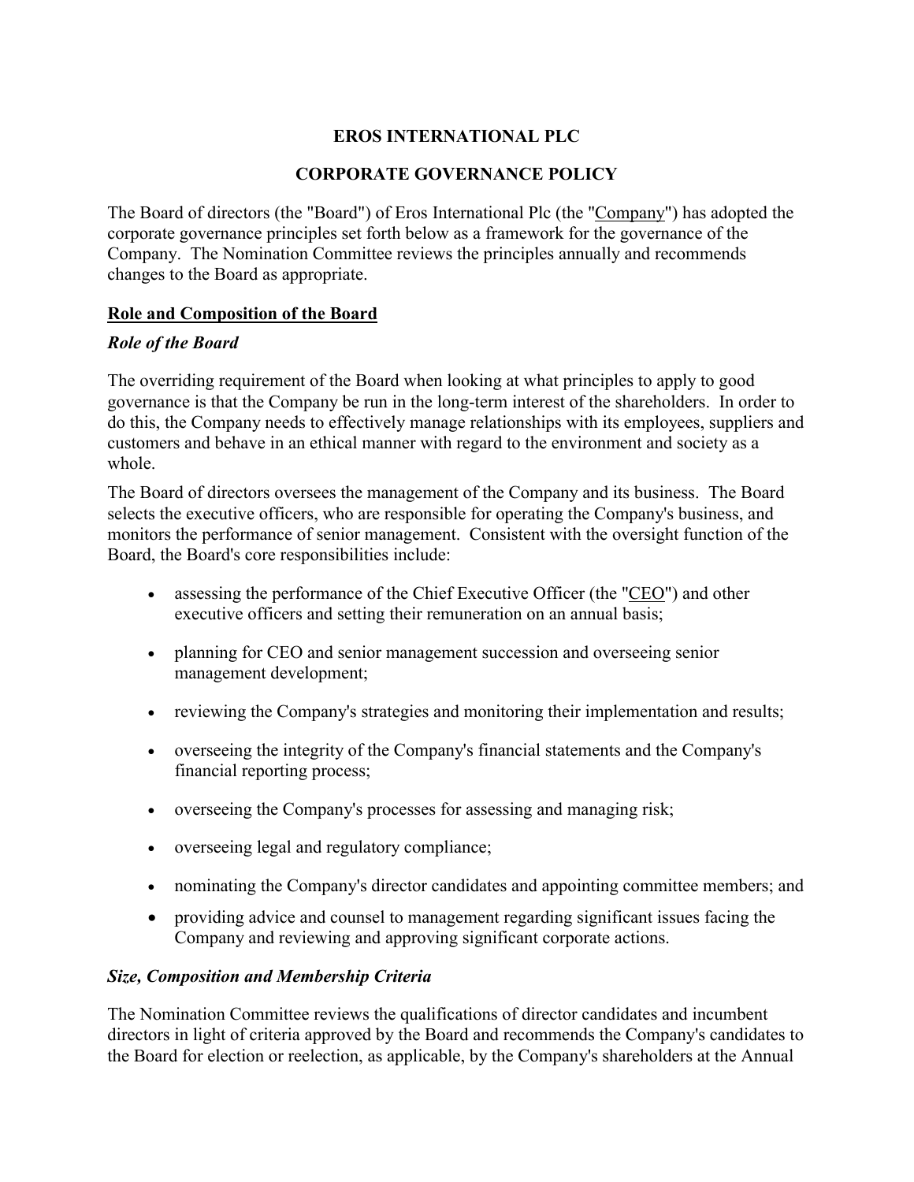# EROS INTERNATIONAL PLC

## CORPORATE GOVERNANCE POLICY

The Board of directors (the "Board") of Eros International Plc (the "Company") has adopted the corporate governance principles set forth below as a framework for the governance of the Company. The Nomination Committee reviews the principles annually and recommends changes to the Board as appropriate.

### Role and Composition of the Board

#### *Role of the Board*

The overriding requirement of the Board when looking at what principles to apply to good governance is that the Company be run in the long-term interest of the shareholders. In order to do this, the Company needs to effectively manage relationships with its employees, suppliers and customers and behave in an ethical manner with regard to the environment and society as a whole.

The Board of directors oversees the management of the Company and its business. The Board selects the executive officers, who are responsible for operating the Company's business, and monitors the performance of senior management. Consistent with the oversight function of the Board, the Board's core responsibilities include:

- assessing the performance of the Chief Executive Officer (the "CEO") and other executive officers and setting their remuneration on an annual basis;
- planning for CEO and senior management succession and overseeing senior management development;
- reviewing the Company's strategies and monitoring their implementation and results;
- overseeing the integrity of the Company's financial statements and the Company's financial reporting process;
- overseeing the Company's processes for assessing and managing risk;
- overseeing legal and regulatory compliance;
- nominating the Company's director candidates and appointing committee members; and
- providing advice and counsel to management regarding significant issues facing the Company and reviewing and approving significant corporate actions.

#### *Size, Composition and Membership Criteria*

The Nomination Committee reviews the qualifications of director candidates and incumbent directors in light of criteria approved by the Board and recommends the Company's candidates to the Board for election or reelection, as applicable, by the Company's shareholders at the Annual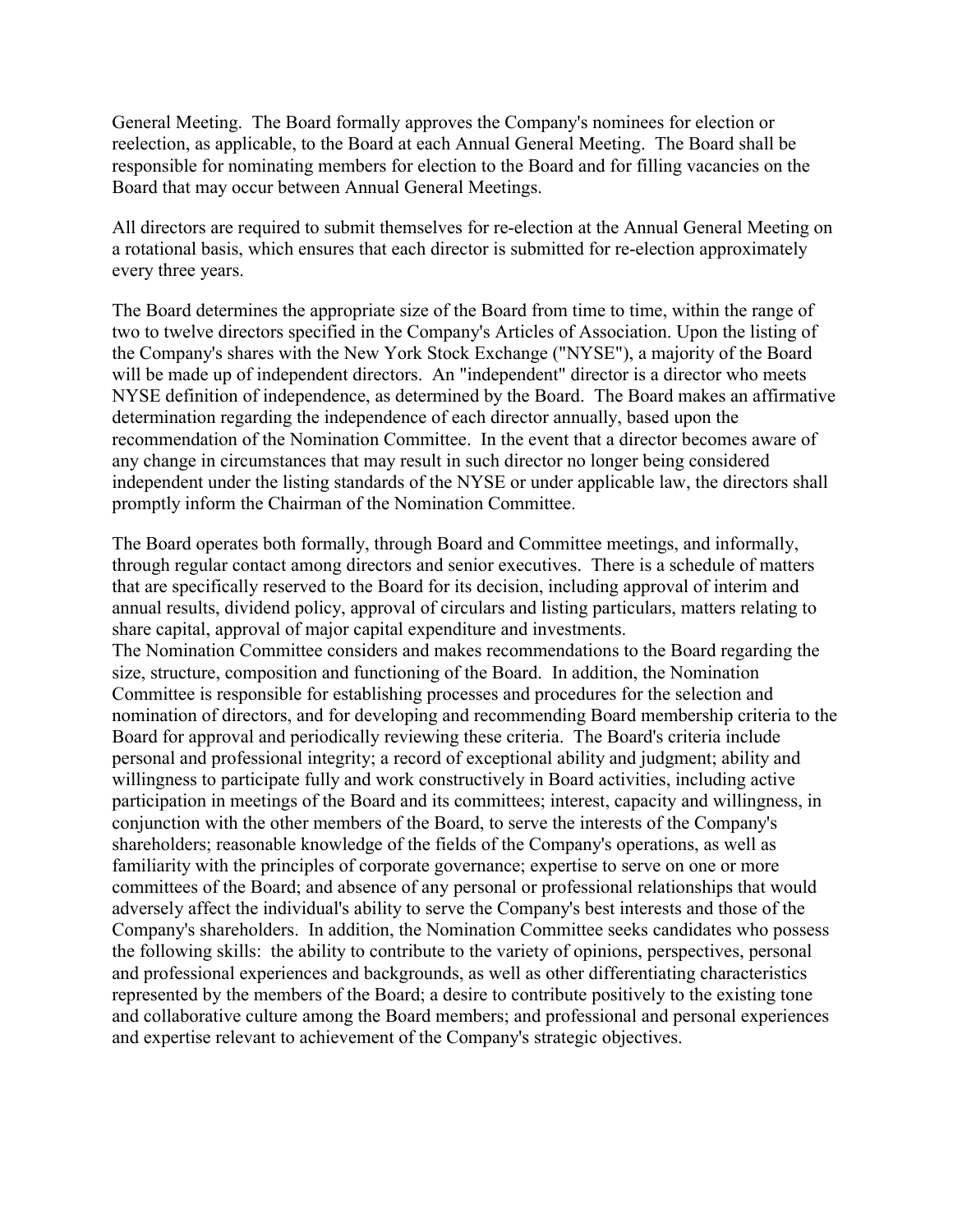General Meeting. The Board formally approves the Company's nominees for election or reelection, as applicable, to the Board at each Annual General Meeting. The Board shall be responsible for nominating members for election to the Board and for filling vacancies on the Board that may occur between Annual General Meetings.

All directors are required to submit themselves for re-election at the Annual General Meeting on a rotational basis, which ensures that each director is submitted for re-election approximately every three years.

The Board determines the appropriate size of the Board from time to time, within the range of two to twelve directors specified in the Company's Articles of Association. Upon the listing of the Company's shares with the New York Stock Exchange ("NYSE"), a majority of the Board will be made up of independent directors. An "independent" director is a director who meets NYSE definition of independence, as determined by the Board. The Board makes an affirmative determination regarding the independence of each director annually, based upon the recommendation of the Nomination Committee. In the event that a director becomes aware of any change in circumstances that may result in such director no longer being considered independent under the listing standards of the NYSE or under applicable law, the directors shall promptly inform the Chairman of the Nomination Committee.

The Board operates both formally, through Board and Committee meetings, and informally, through regular contact among directors and senior executives. There is a schedule of matters that are specifically reserved to the Board for its decision, including approval of interim and annual results, dividend policy, approval of circulars and listing particulars, matters relating to share capital, approval of major capital expenditure and investments.

The Nomination Committee considers and makes recommendations to the Board regarding the size, structure, composition and functioning of the Board. In addition, the Nomination Committee is responsible for establishing processes and procedures for the selection and nomination of directors, and for developing and recommending Board membership criteria to the Board for approval and periodically reviewing these criteria. The Board's criteria include personal and professional integrity; a record of exceptional ability and judgment; ability and willingness to participate fully and work constructively in Board activities, including active participation in meetings of the Board and its committees; interest, capacity and willingness, in conjunction with the other members of the Board, to serve the interests of the Company's shareholders; reasonable knowledge of the fields of the Company's operations, as well as familiarity with the principles of corporate governance; expertise to serve on one or more committees of the Board; and absence of any personal or professional relationships that would adversely affect the individual's ability to serve the Company's best interests and those of the Company's shareholders. In addition, the Nomination Committee seeks candidates who possess the following skills: the ability to contribute to the variety of opinions, perspectives, personal and professional experiences and backgrounds, as well as other differentiating characteristics represented by the members of the Board; a desire to contribute positively to the existing tone and collaborative culture among the Board members; and professional and personal experiences and expertise relevant to achievement of the Company's strategic objectives.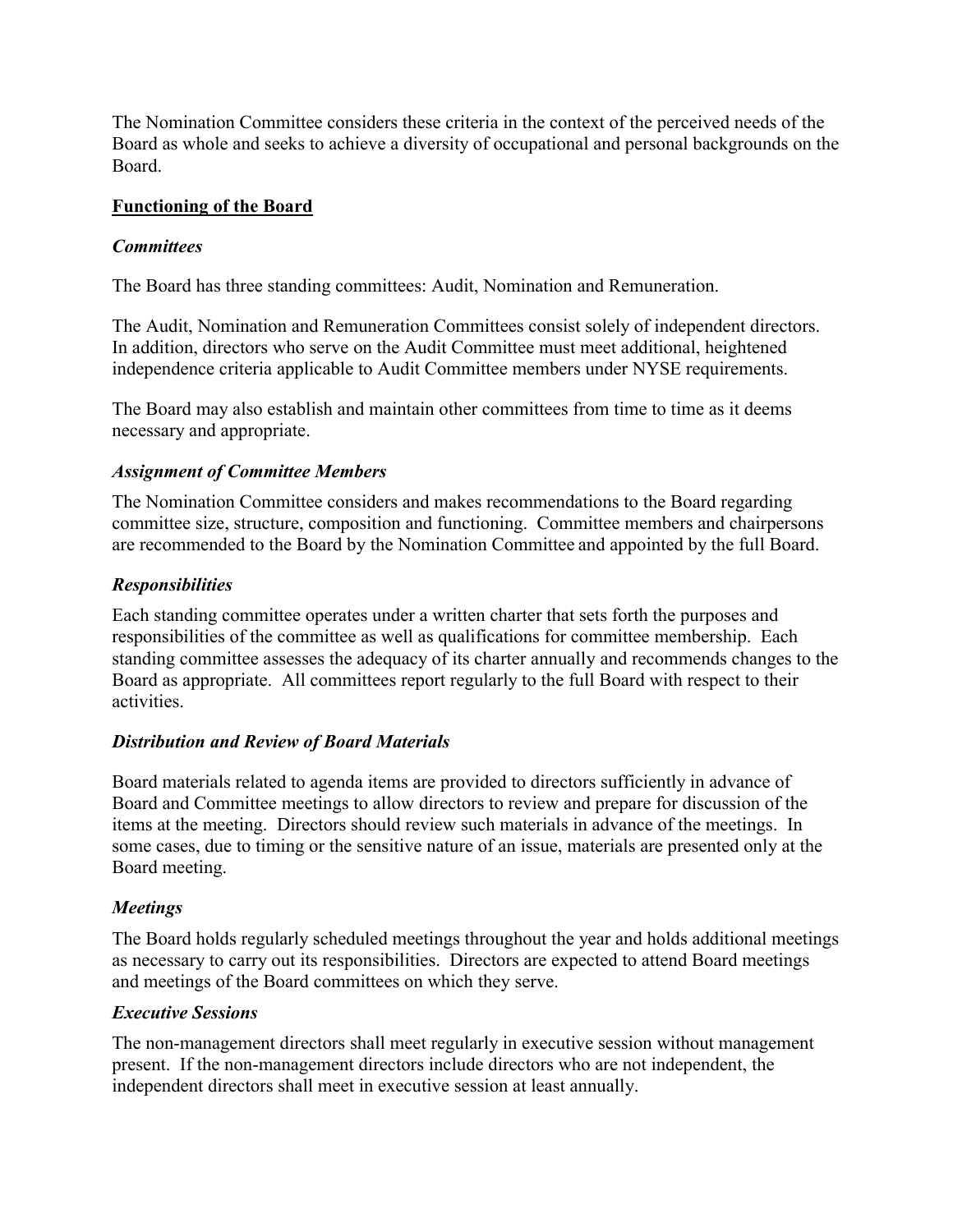The Nomination Committee considers these criteria in the context of the perceived needs of the Board as whole and seeks to achieve a diversity of occupational and personal backgrounds on the Board.

## Functioning of the Board

### *Committees*

The Board has three standing committees: Audit, Nomination and Remuneration.

The Audit, Nomination and Remuneration Committees consist solely of independent directors. In addition, directors who serve on the Audit Committee must meet additional, heightened independence criteria applicable to Audit Committee members under NYSE requirements.

The Board may also establish and maintain other committees from time to time as it deems necessary and appropriate.

### *Assignment of Committee Members*

The Nomination Committee considers and makes recommendations to the Board regarding committee size, structure, composition and functioning. Committee members and chairpersons are recommended to the Board by the Nomination Committee and appointed by the full Board.

### *Responsibilities*

Each standing committee operates under a written charter that sets forth the purposes and responsibilities of the committee as well as qualifications for committee membership. Each standing committee assesses the adequacy of its charter annually and recommends changes to the Board as appropriate. All committees report regularly to the full Board with respect to their activities.

### *Distribution and Review of Board Materials*

Board materials related to agenda items are provided to directors sufficiently in advance of Board and Committee meetings to allow directors to review and prepare for discussion of the items at the meeting. Directors should review such materials in advance of the meetings. In some cases, due to timing or the sensitive nature of an issue, materials are presented only at the Board meeting.

### *Meetings*

The Board holds regularly scheduled meetings throughout the year and holds additional meetings as necessary to carry out its responsibilities. Directors are expected to attend Board meetings and meetings of the Board committees on which they serve.

### *Executive Sessions*

The non-management directors shall meet regularly in executive session without management present. If the non-management directors include directors who are not independent, the independent directors shall meet in executive session at least annually.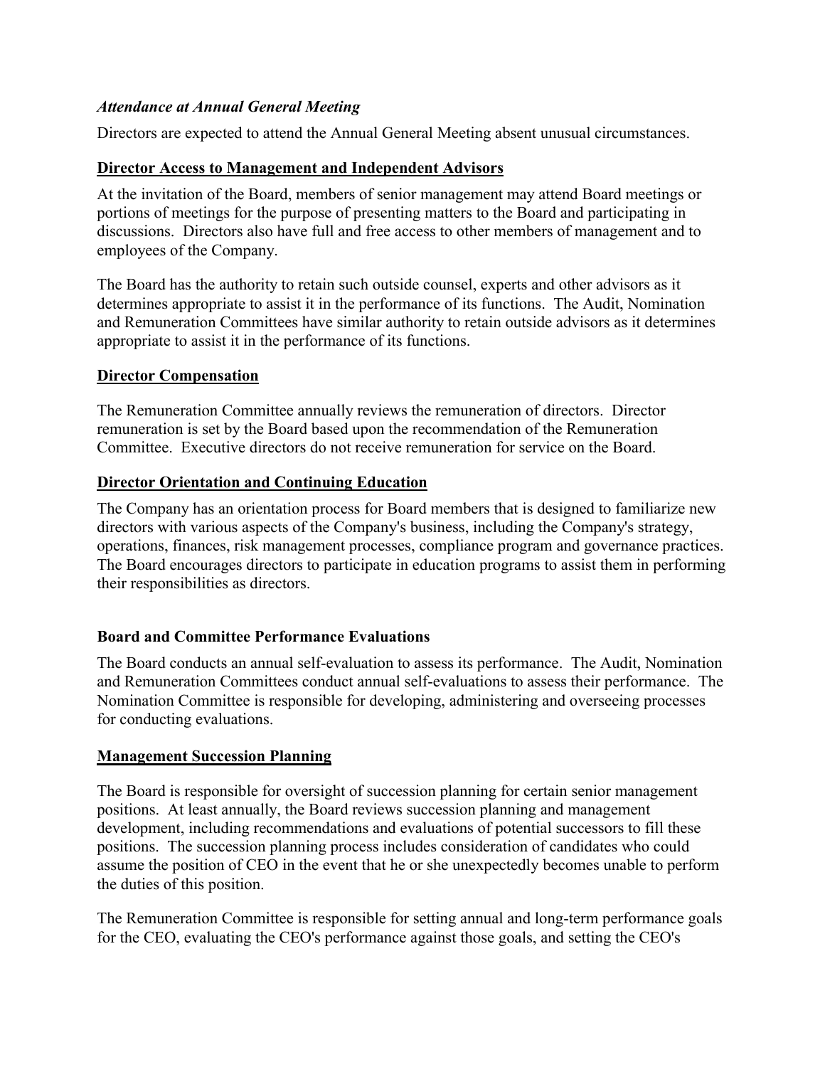### *Attendance at Annual General Meeting*

Directors are expected to attend the Annual General Meeting absent unusual circumstances.

## Director Access to Management and Independent Advisors

At the invitation of the Board, members of senior management may attend Board meetings or portions of meetings for the purpose of presenting matters to the Board and participating in discussions. Directors also have full and free access to other members of management and to employees of the Company.

The Board has the authority to retain such outside counsel, experts and other advisors as it determines appropriate to assist it in the performance of its functions. The Audit, Nomination and Remuneration Committees have similar authority to retain outside advisors as it determines appropriate to assist it in the performance of its functions.

## Director Compensation

The Remuneration Committee annually reviews the remuneration of directors. Director remuneration is set by the Board based upon the recommendation of the Remuneration Committee. Executive directors do not receive remuneration for service on the Board.

## Director Orientation and Continuing Education

The Company has an orientation process for Board members that is designed to familiarize new directors with various aspects of the Company's business, including the Company's strategy, operations, finances, risk management processes, compliance program and governance practices. The Board encourages directors to participate in education programs to assist them in performing their responsibilities as directors.

## Board and Committee Performance Evaluations

The Board conducts an annual self-evaluation to assess its performance. The Audit, Nomination and Remuneration Committees conduct annual self-evaluations to assess their performance. The Nomination Committee is responsible for developing, administering and overseeing processes for conducting evaluations.

## Management Succession Planning

The Board is responsible for oversight of succession planning for certain senior management positions. At least annually, the Board reviews succession planning and management development, including recommendations and evaluations of potential successors to fill these positions. The succession planning process includes consideration of candidates who could assume the position of CEO in the event that he or she unexpectedly becomes unable to perform the duties of this position.

The Remuneration Committee is responsible for setting annual and long-term performance goals for the CEO, evaluating the CEO's performance against those goals, and setting the CEO's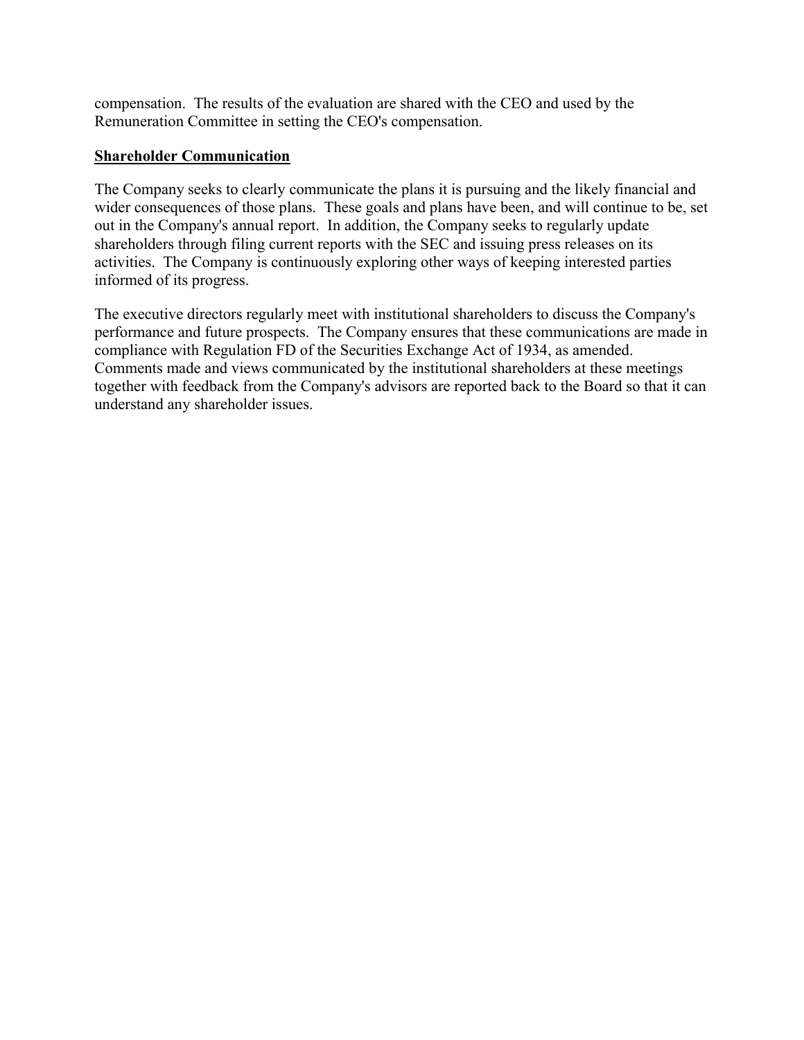compensation. The results of the evaluation are shared with the CEO and used by the Remuneration Committee in setting the CEO's compensation.

**Shareholder Communication**

The Company seeks to clearly communicate the plans it is pursuing and the likely financial and wider consequences of those plans. These goals and plans have been, and will continue to be, set out in the Company's annual report. In addition, the Company seeks to regularly update shareholders through filing current reports with the SEC and issuing press releases on its activities. The Company is continuously exploring other ways of keeping interested parties informed of its progress.

The executive directors regularly meet with institutional shareholders to discuss the Company's performance and future prospects. The Company ensures that these communications are made in compliance with Regulation FD of the Securities Exchange Act of 1934, as amended. Comments made and views communicated by the institutional shareholders at these meetings together with feedback from the Company's advisors are reported back to the Board so that it can understand any shareholder issues.